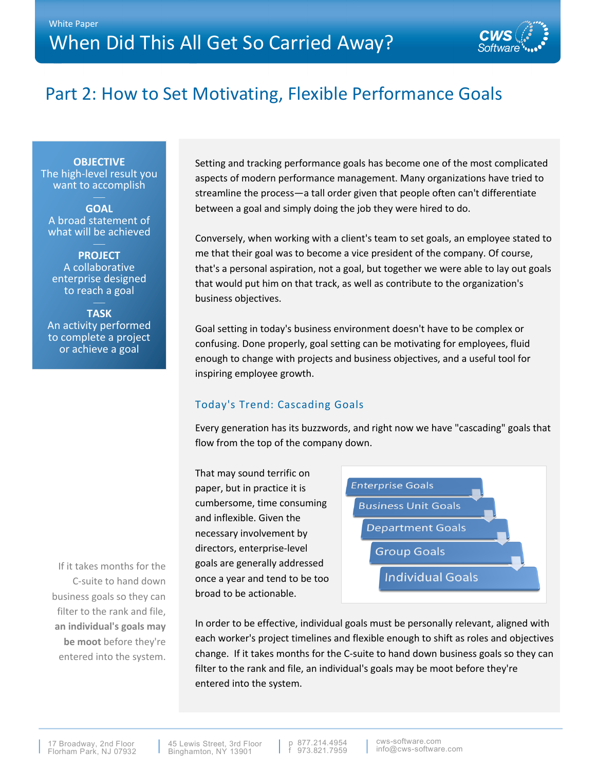White Paper

# When Did This All Get So Carried Away?

## Part 2: How to Set Motivating, Flexible Performance Goals

**OBJECTIVE**
The high-level result you want to accomplish

**GOAL**
A broad statement of what will be achieved

**PROJECT**
A collaborative enterprise designed to reach a goal

**TASK**
An activity performed to complete a project or achieve a goal

Setting and tracking performance goals has become one of the most complicated aspects of modern performance management. Many organizations have tried to streamline the process—a tall order given that people often can't differentiate between a goal and simply doing the job they were hired to do.

Conversely, when working with a client's team to set goals, an employee stated to me that their goal was to become a vice president of the company. Of course, that's a personal aspiration, not a goal, but together we were able to lay out goals that would put him on that track, as well as contribute to the organization's business objectives.

Goal setting in today's business environment doesn't have to be complex or confusing. Done properly, goal setting can be motivating for employees, fluid enough to change with projects and business objectives, and a useful tool for inspiring employee growth.

### Today's Trend: Cascading Goals

Every generation has its buzzwords, and right now we have "cascading" goals that flow from the top of the company down.

That may sound terrific on paper, but in practice it is cumbersome, time consuming and inflexible. Given the necessary involvement by directors, enterprise-level goals are generally addressed once a year and tend to be too broad to be actionable.

Enterprise Goals → Business Unit Goals → Department Goals → Group Goals → Individual Goals

In order to be effective, individual goals must be personally relevant, aligned with each worker's project timelines and flexible enough to shift as roles and objectives change. If it takes months for the C-suite to hand down business goals so they can filter to the rank and file, an individual's goals may be moot before they're entered into the system.

> If it takes months for the C-suite to hand down business goals so they can filter to the rank and file, **an individual's goals may be moot** before they're entered into the system.

17 Broadway, 2nd Floor
Florham Park, NJ 07932

45 Lewis Street, 3rd Floor
Binghamton, NY 13901

p 877.214.4954
f 973.821.7959

cws-software.com
info@cws-software.com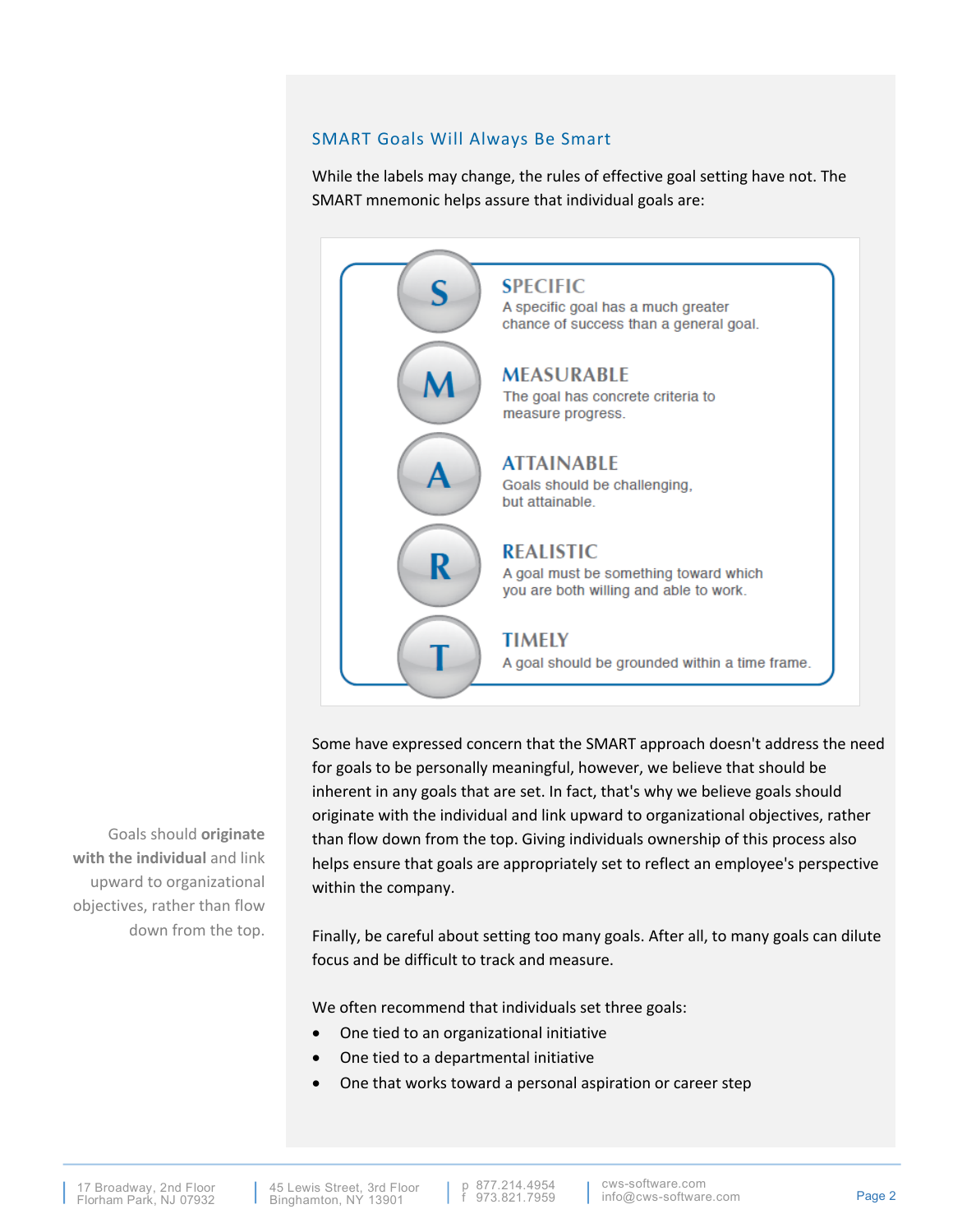## SMART Goals Will Always Be Smart

While the labels may change, the rules of effective goal setting have not. The SMART mnemonic helps assure that individual goals are:

**S — SPECIFIC**
A specific goal has a much greater chance of success than a general goal.

**M — MEASURABLE**
The goal has concrete criteria to measure progress.

**A — ATTAINABLE**
Goals should be challenging, but attainable.

**R — REALISTIC**
A goal must be something toward which you are both willing and able to work.

**T — TIMELY**
A goal should be grounded within a time frame.

Some have expressed concern that the SMART approach doesn't address the need for goals to be personally meaningful, however, we believe that should be inherent in any goals that are set. In fact, that's why we believe goals should originate with the individual and link upward to organizational objectives, rather than flow down from the top. Giving individuals ownership of this process also helps ensure that goals are appropriately set to reflect an employee's perspective within the company.

> Goals should **originate with the individual** and link upward to organizational objectives, rather than flow down from the top.

Finally, be careful about setting too many goals. After all, to many goals can dilute focus and be difficult to track and measure.

We often recommend that individuals set three goals:

- One tied to an organizational initiative
- One tied to a departmental initiative
- One that works toward a personal aspiration or career step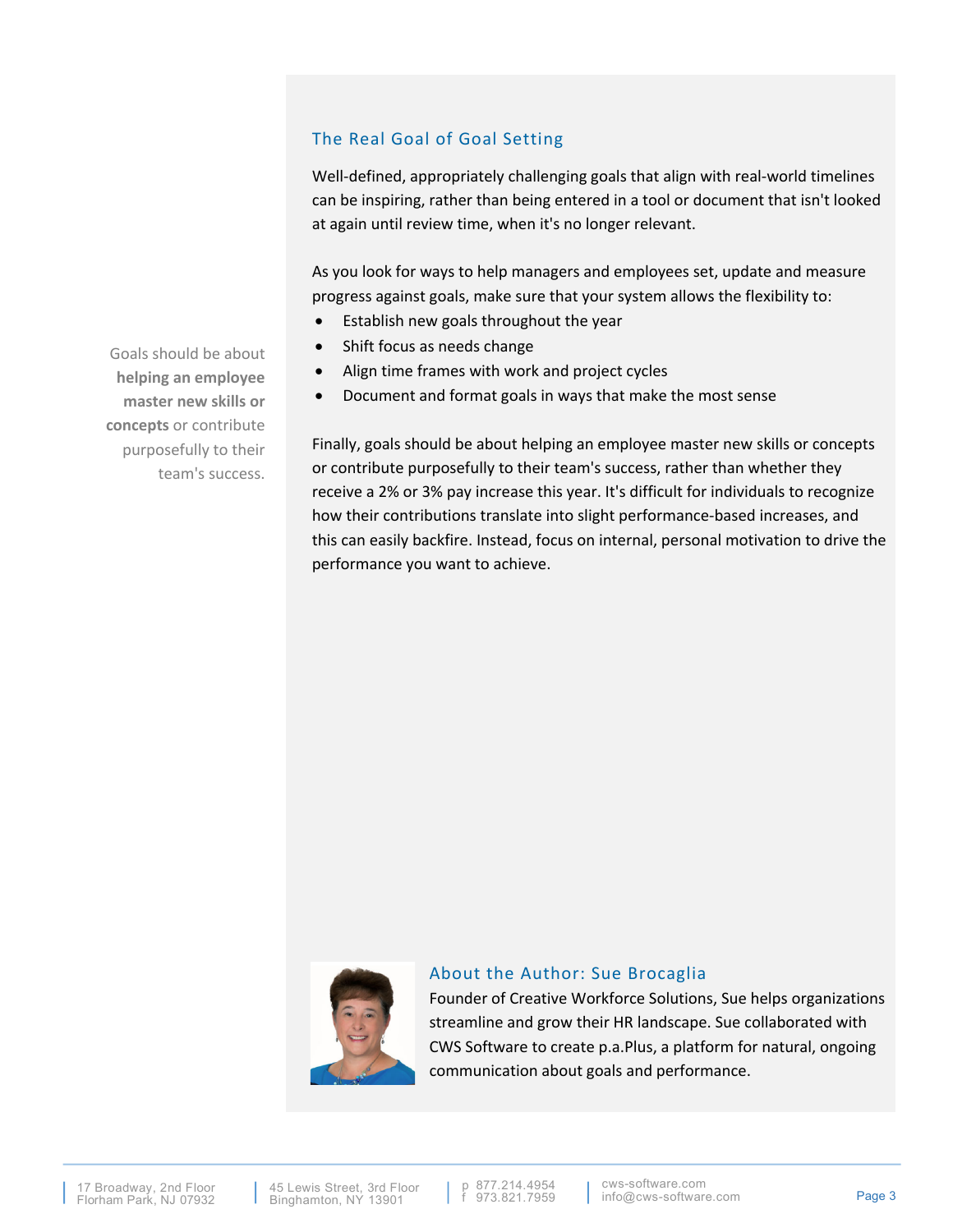## The Real Goal of Goal Setting

Well-defined, appropriately challenging goals that align with real-world timelines can be inspiring, rather than being entered in a tool or document that isn't looked at again until review time, when it's no longer relevant.

As you look for ways to help managers and employees set, update and measure progress against goals, make sure that your system allows the flexibility to:

- Establish new goals throughout the year
- Shift focus as needs change
- Align time frames with work and project cycles
- Document and format goals in ways that make the most sense

Goals should be about **helping an employee master new skills or concepts** or contribute purposefully to their team's success.

Finally, goals should be about helping an employee master new skills or concepts or contribute purposefully to their team's success, rather than whether they receive a 2% or 3% pay increase this year. It's difficult for individuals to recognize how their contributions translate into slight performance-based increases, and this can easily backfire. Instead, focus on internal, personal motivation to drive the performance you want to achieve.

### About the Author: Sue Brocaglia

Founder of Creative Workforce Solutions, Sue helps organizations streamline and grow their HR landscape. Sue collaborated with CWS Software to create p.a.Plus, a platform for natural, ongoing communication about goals and performance.

17 Broadway, 2nd Floor
Florham Park, NJ 07932

45 Lewis Street, 3rd Floor
Binghamton, NY 13901

p 877.214.4954
f 973.821.7959

cws-software.com
info@cws-software.com